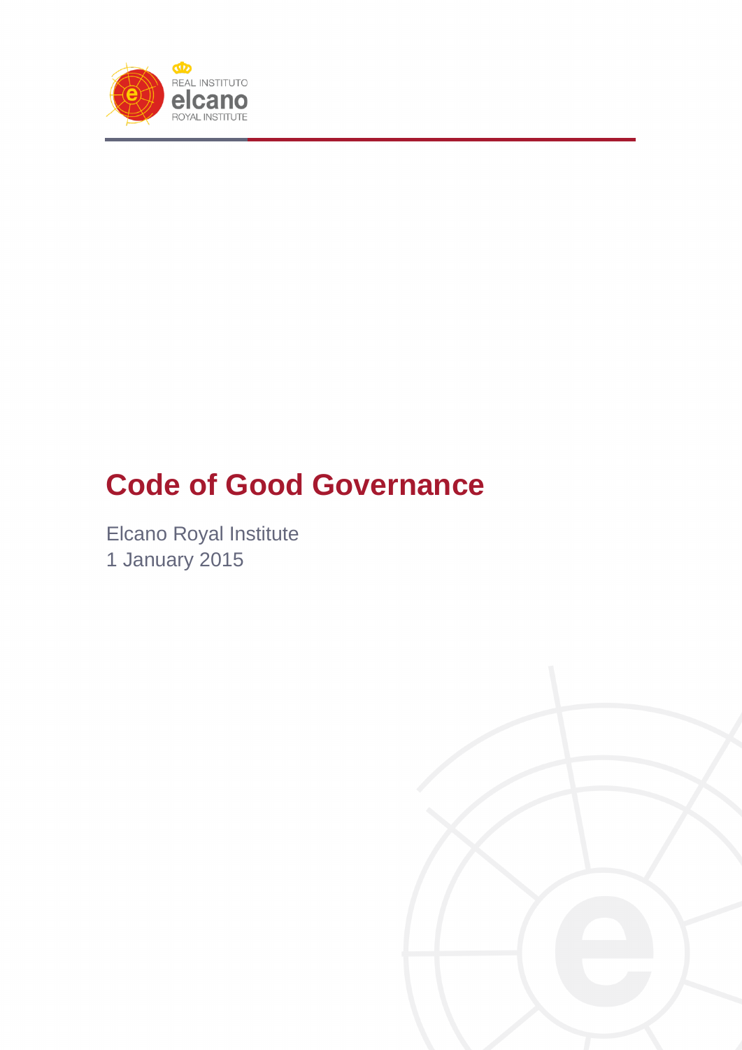# Code of Good Governance

Elcano Royal Institute
1 January 2015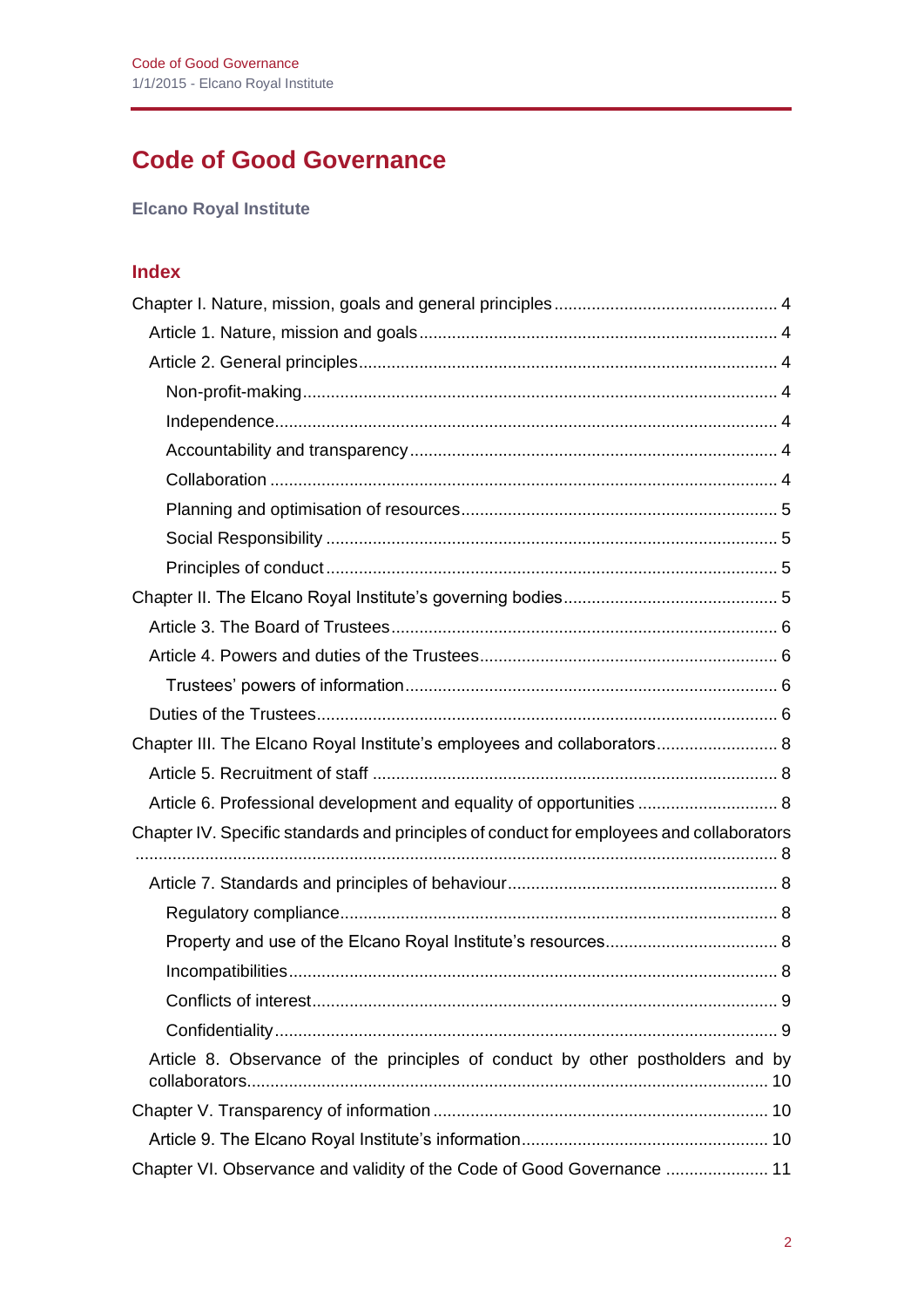# Code of Good Governance

**Elcano Royal Institute**

## Index

Chapter I. Nature, mission, goals and general principles ........ 4

- Article 1. Nature, mission and goals ........ 4
- Article 2. General principles ........ 4
  - Non-profit-making ........ 4
  - Independence ........ 4
  - Accountability and transparency ........ 4
  - Collaboration ........ 4
  - Planning and optimisation of resources ........ 5
  - Social Responsibility ........ 5
  - Principles of conduct ........ 5

Chapter II. The Elcano Royal Institute's governing bodies ........ 5

- Article 3. The Board of Trustees ........ 6
- Article 4. Powers and duties of the Trustees ........ 6
  - Trustees' powers of information ........ 6
- Duties of the Trustees ........ 6

Chapter III. The Elcano Royal Institute's employees and collaborators ........ 8

- Article 5. Recruitment of staff ........ 8
- Article 6. Professional development and equality of opportunities ........ 8

Chapter IV. Specific standards and principles of conduct for employees and collaborators ........ 8

- Article 7. Standards and principles of behaviour ........ 8
  - Regulatory compliance ........ 8
  - Property and use of the Elcano Royal Institute's resources ........ 8
  - Incompatibilities ........ 8
  - Conflicts of interest ........ 9
  - Confidentiality ........ 9
- Article 8. Observance of the principles of conduct by other postholders and by collaborators ........ 10

Chapter V. Transparency of information ........ 10

- Article 9. The Elcano Royal Institute's information ........ 10

Chapter VI. Observance and validity of the Code of Good Governance ........ 11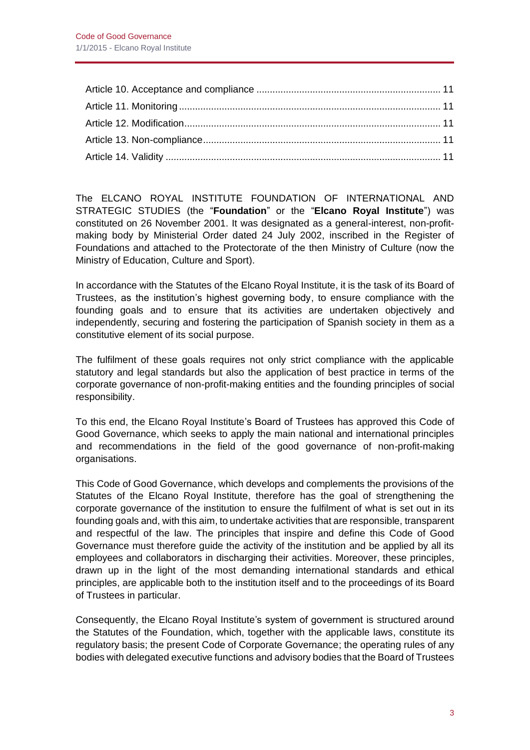Article 10. Acceptance and compliance .................................................................... 11
Article 11. Monitoring ................................................................................................ 11
Article 12. Modification.............................................................................................. 11
Article 13. Non-compliance........................................................................................ 11
Article 14. Validity ..................................................................................................... 11

The ELCANO ROYAL INSTITUTE FOUNDATION OF INTERNATIONAL AND STRATEGIC STUDIES (the "**Foundation**" or the "**Elcano Royal Institute**") was constituted on 26 November 2001. It was designated as a general-interest, non-profit-making body by Ministerial Order dated 24 July 2002, inscribed in the Register of Foundations and attached to the Protectorate of the then Ministry of Culture (now the Ministry of Education, Culture and Sport).

In accordance with the Statutes of the Elcano Royal Institute, it is the task of its Board of Trustees, as the institution's highest governing body, to ensure compliance with the founding goals and to ensure that its activities are undertaken objectively and independently, securing and fostering the participation of Spanish society in them as a constitutive element of its social purpose.

The fulfilment of these goals requires not only strict compliance with the applicable statutory and legal standards but also the application of best practice in terms of the corporate governance of non-profit-making entities and the founding principles of social responsibility.

To this end, the Elcano Royal Institute's Board of Trustees has approved this Code of Good Governance, which seeks to apply the main national and international principles and recommendations in the field of the good governance of non-profit-making organisations.

This Code of Good Governance, which develops and complements the provisions of the Statutes of the Elcano Royal Institute, therefore has the goal of strengthening the corporate governance of the institution to ensure the fulfilment of what is set out in its founding goals and, with this aim, to undertake activities that are responsible, transparent and respectful of the law. The principles that inspire and define this Code of Good Governance must therefore guide the activity of the institution and be applied by all its employees and collaborators in discharging their activities. Moreover, these principles, drawn up in the light of the most demanding international standards and ethical principles, are applicable both to the institution itself and to the proceedings of its Board of Trustees in particular.

Consequently, the Elcano Royal Institute's system of government is structured around the Statutes of the Foundation, which, together with the applicable laws, constitute its regulatory basis; the present Code of Corporate Governance; the operating rules of any bodies with delegated executive functions and advisory bodies that the Board of Trustees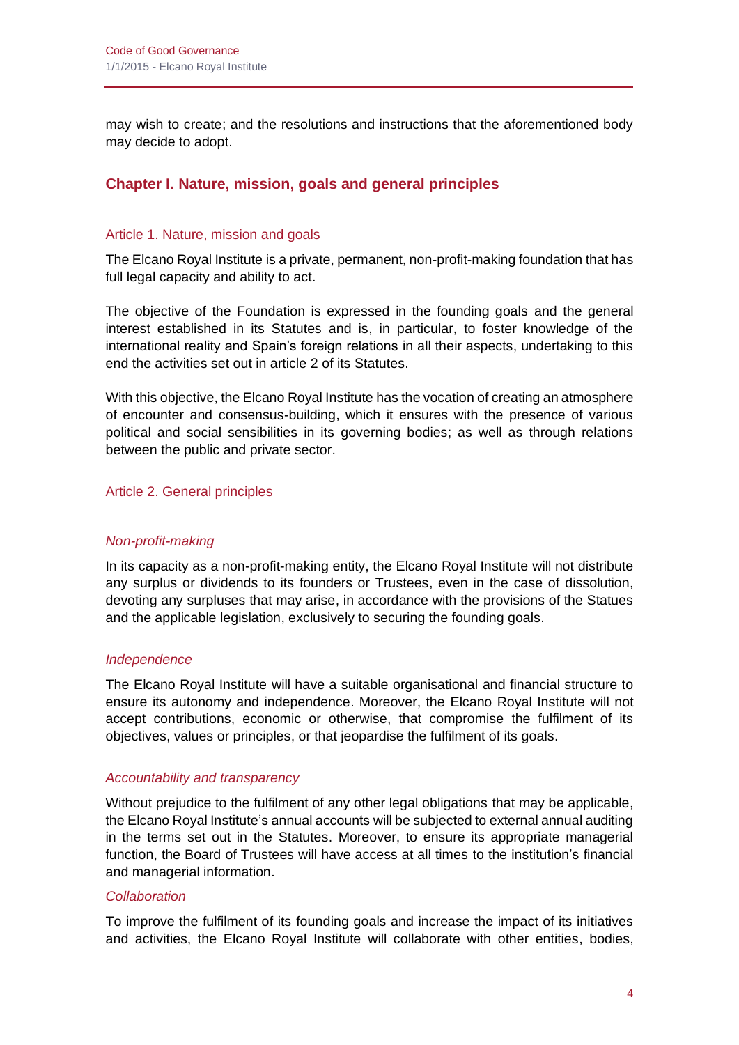may wish to create; and the resolutions and instructions that the aforementioned body may decide to adopt.

## Chapter I. Nature, mission, goals and general principles

### Article 1. Nature, mission and goals

The Elcano Royal Institute is a private, permanent, non-profit-making foundation that has full legal capacity and ability to act.

The objective of the Foundation is expressed in the founding goals and the general interest established in its Statutes and is, in particular, to foster knowledge of the international reality and Spain's foreign relations in all their aspects, undertaking to this end the activities set out in article 2 of its Statutes.

With this objective, the Elcano Royal Institute has the vocation of creating an atmosphere of encounter and consensus-building, which it ensures with the presence of various political and social sensibilities in its governing bodies; as well as through relations between the public and private sector.

### Article 2. General principles

#### *Non-profit-making*

In its capacity as a non-profit-making entity, the Elcano Royal Institute will not distribute any surplus or dividends to its founders or Trustees, even in the case of dissolution, devoting any surpluses that may arise, in accordance with the provisions of the Statues and the applicable legislation, exclusively to securing the founding goals.

#### *Independence*

The Elcano Royal Institute will have a suitable organisational and financial structure to ensure its autonomy and independence. Moreover, the Elcano Royal Institute will not accept contributions, economic or otherwise, that compromise the fulfilment of its objectives, values or principles, or that jeopardise the fulfilment of its goals.

#### *Accountability and transparency*

Without prejudice to the fulfilment of any other legal obligations that may be applicable, the Elcano Royal Institute's annual accounts will be subjected to external annual auditing in the terms set out in the Statutes. Moreover, to ensure its appropriate managerial function, the Board of Trustees will have access at all times to the institution's financial and managerial information.

#### *Collaboration*

To improve the fulfilment of its founding goals and increase the impact of its initiatives and activities, the Elcano Royal Institute will collaborate with other entities, bodies,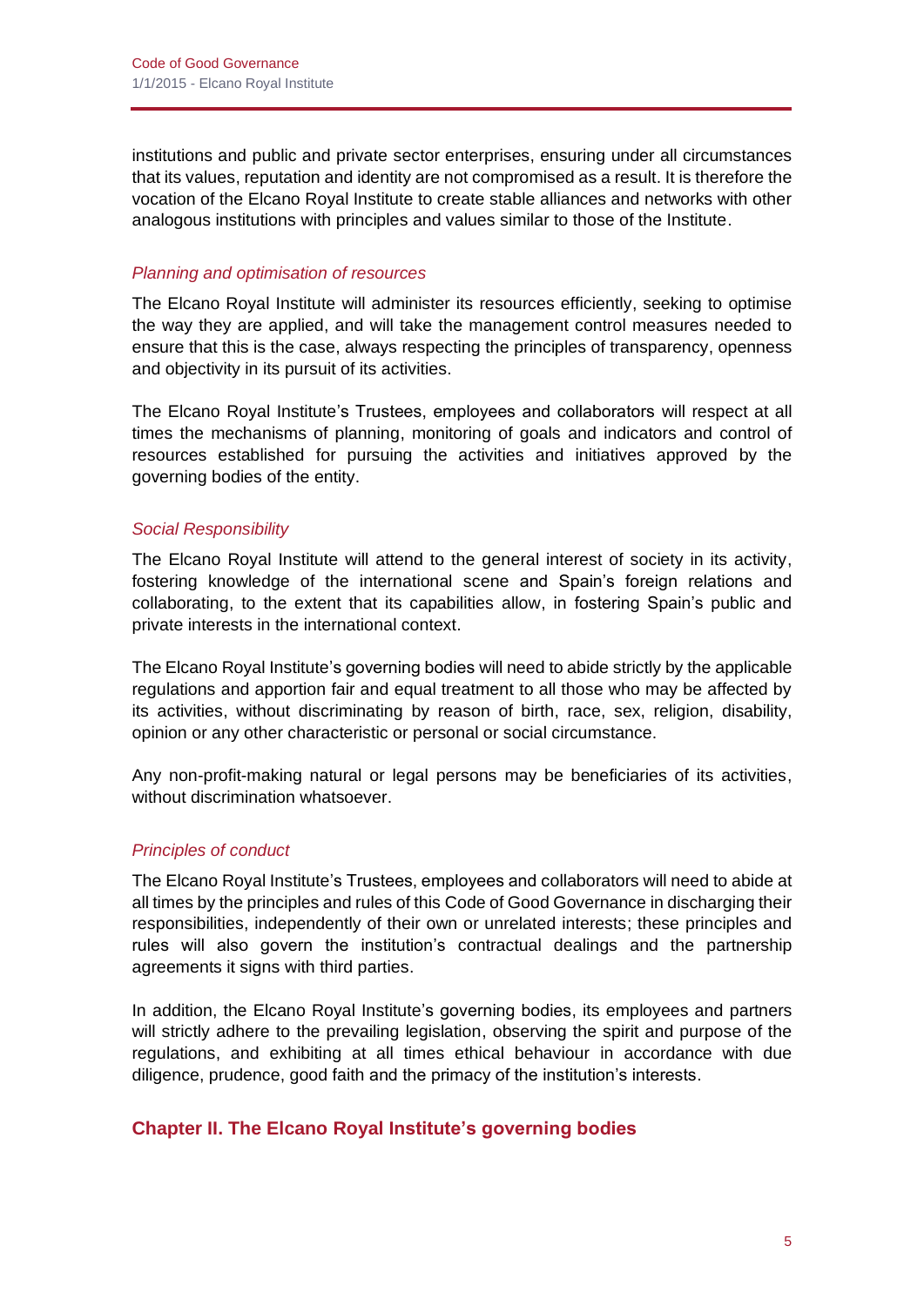institutions and public and private sector enterprises, ensuring under all circumstances that its values, reputation and identity are not compromised as a result. It is therefore the vocation of the Elcano Royal Institute to create stable alliances and networks with other analogous institutions with principles and values similar to those of the Institute.

### *Planning and optimisation of resources*

The Elcano Royal Institute will administer its resources efficiently, seeking to optimise the way they are applied, and will take the management control measures needed to ensure that this is the case, always respecting the principles of transparency, openness and objectivity in its pursuit of its activities.

The Elcano Royal Institute's Trustees, employees and collaborators will respect at all times the mechanisms of planning, monitoring of goals and indicators and control of resources established for pursuing the activities and initiatives approved by the governing bodies of the entity.

### *Social Responsibility*

The Elcano Royal Institute will attend to the general interest of society in its activity, fostering knowledge of the international scene and Spain's foreign relations and collaborating, to the extent that its capabilities allow, in fostering Spain's public and private interests in the international context.

The Elcano Royal Institute's governing bodies will need to abide strictly by the applicable regulations and apportion fair and equal treatment to all those who may be affected by its activities, without discriminating by reason of birth, race, sex, religion, disability, opinion or any other characteristic or personal or social circumstance.

Any non-profit-making natural or legal persons may be beneficiaries of its activities, without discrimination whatsoever.

### *Principles of conduct*

The Elcano Royal Institute's Trustees, employees and collaborators will need to abide at all times by the principles and rules of this Code of Good Governance in discharging their responsibilities, independently of their own or unrelated interests; these principles and rules will also govern the institution's contractual dealings and the partnership agreements it signs with third parties.

In addition, the Elcano Royal Institute's governing bodies, its employees and partners will strictly adhere to the prevailing legislation, observing the spirit and purpose of the regulations, and exhibiting at all times ethical behaviour in accordance with due diligence, prudence, good faith and the primacy of the institution's interests.

## Chapter II. The Elcano Royal Institute's governing bodies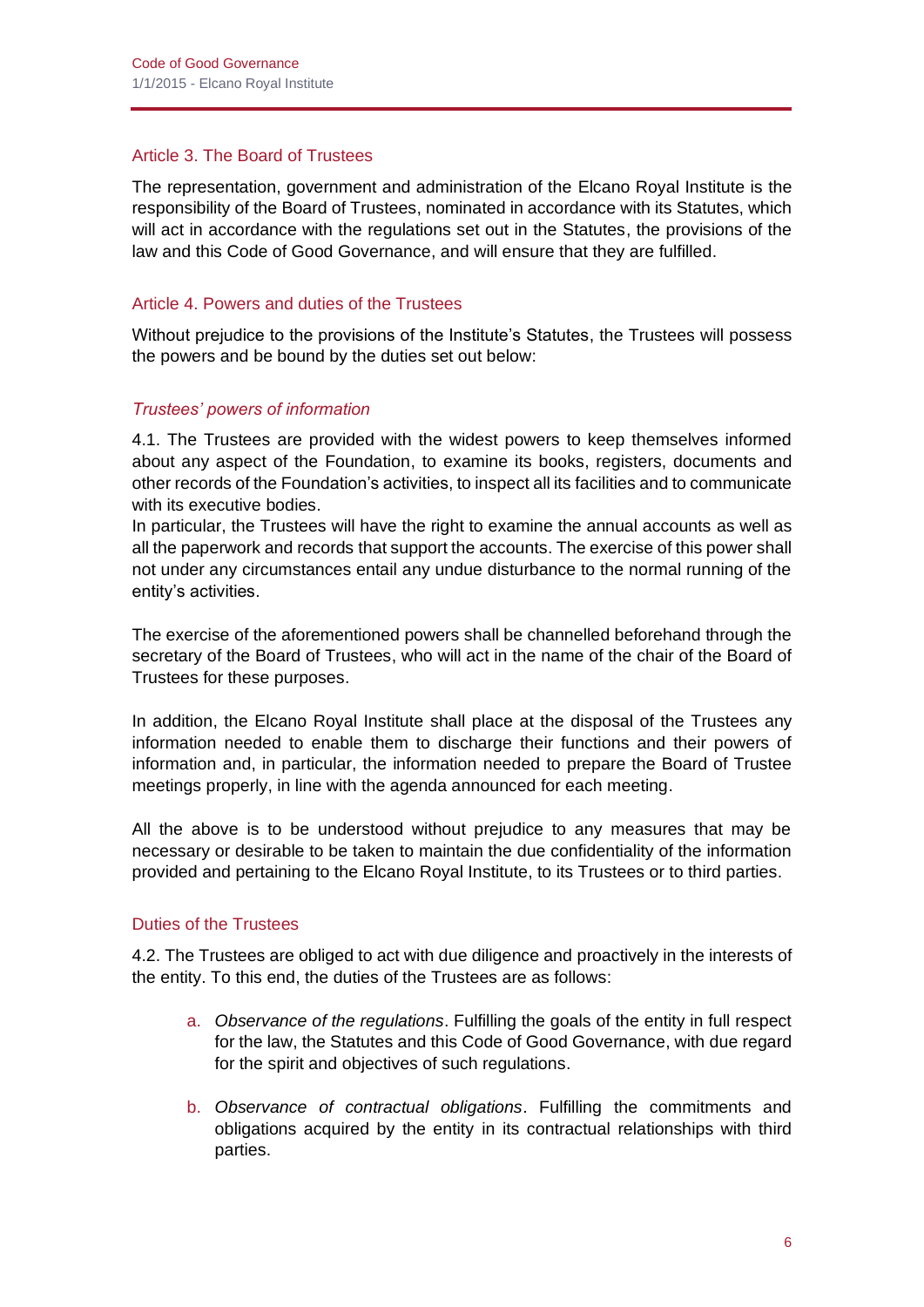## Article 3. The Board of Trustees

The representation, government and administration of the Elcano Royal Institute is the responsibility of the Board of Trustees, nominated in accordance with its Statutes, which will act in accordance with the regulations set out in the Statutes, the provisions of the law and this Code of Good Governance, and will ensure that they are fulfilled.

## Article 4. Powers and duties of the Trustees

Without prejudice to the provisions of the Institute's Statutes, the Trustees will possess the powers and be bound by the duties set out below:

### *Trustees' powers of information*

4.1. The Trustees are provided with the widest powers to keep themselves informed about any aspect of the Foundation, to examine its books, registers, documents and other records of the Foundation's activities, to inspect all its facilities and to communicate with its executive bodies.
In particular, the Trustees will have the right to examine the annual accounts as well as all the paperwork and records that support the accounts. The exercise of this power shall not under any circumstances entail any undue disturbance to the normal running of the entity's activities.

The exercise of the aforementioned powers shall be channelled beforehand through the secretary of the Board of Trustees, who will act in the name of the chair of the Board of Trustees for these purposes.

In addition, the Elcano Royal Institute shall place at the disposal of the Trustees any information needed to enable them to discharge their functions and their powers of information and, in particular, the information needed to prepare the Board of Trustee meetings properly, in line with the agenda announced for each meeting.

All the above is to be understood without prejudice to any measures that may be necessary or desirable to be taken to maintain the due confidentiality of the information provided and pertaining to the Elcano Royal Institute, to its Trustees or to third parties.

### Duties of the Trustees

4.2. The Trustees are obliged to act with due diligence and proactively in the interests of the entity. To this end, the duties of the Trustees are as follows:

a. *Observance of the regulations*. Fulfilling the goals of the entity in full respect for the law, the Statutes and this Code of Good Governance, with due regard for the spirit and objectives of such regulations.

b. *Observance of contractual obligations*. Fulfilling the commitments and obligations acquired by the entity in its contractual relationships with third parties.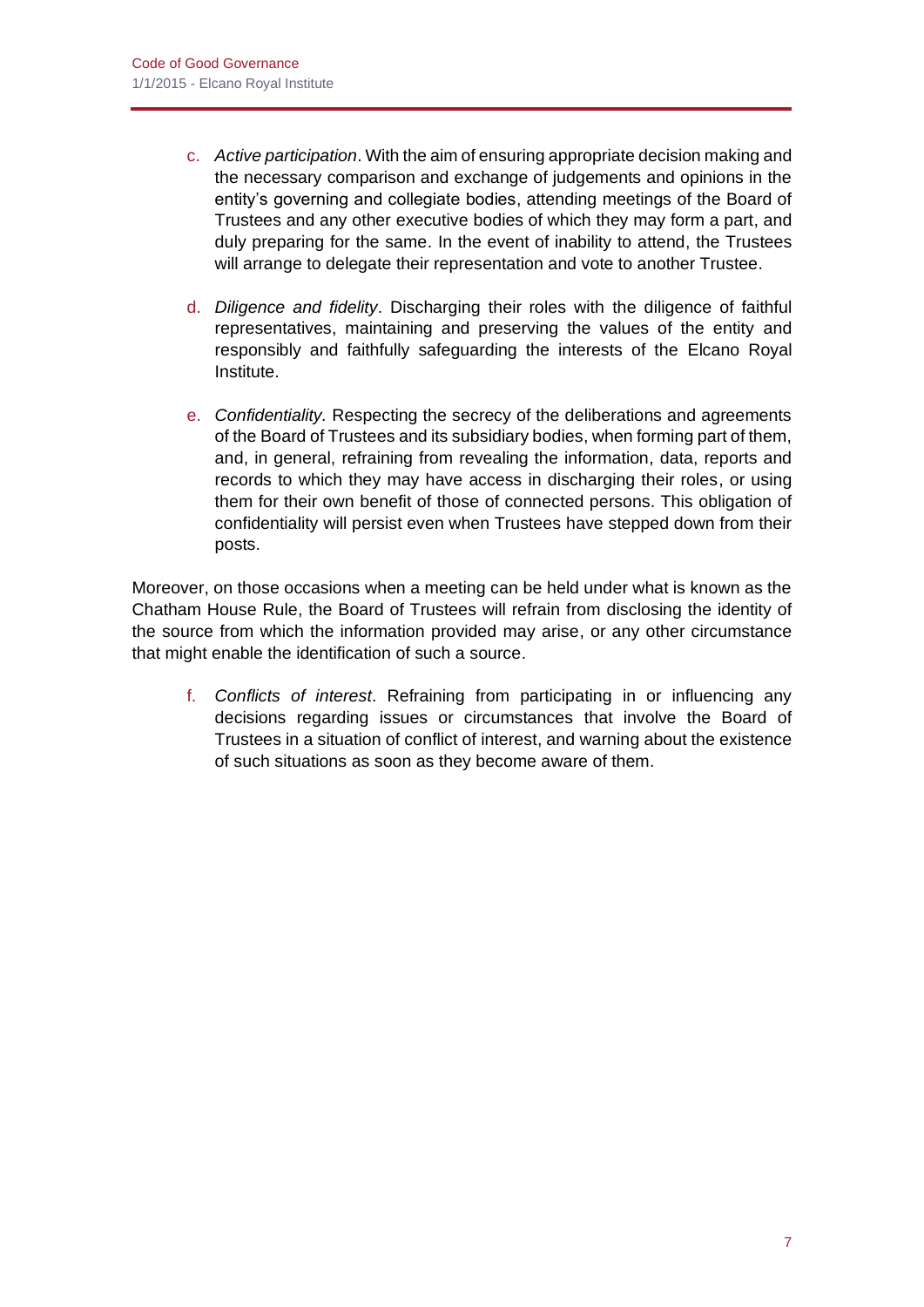c. *Active participation*. With the aim of ensuring appropriate decision making and the necessary comparison and exchange of judgements and opinions in the entity's governing and collegiate bodies, attending meetings of the Board of Trustees and any other executive bodies of which they may form a part, and duly preparing for the same. In the event of inability to attend, the Trustees will arrange to delegate their representation and vote to another Trustee.

d. *Diligence and fidelity*. Discharging their roles with the diligence of faithful representatives, maintaining and preserving the values of the entity and responsibly and faithfully safeguarding the interests of the Elcano Royal Institute.

e. *Confidentiality*. Respecting the secrecy of the deliberations and agreements of the Board of Trustees and its subsidiary bodies, when forming part of them, and, in general, refraining from revealing the information, data, reports and records to which they may have access in discharging their roles, or using them for their own benefit of those of connected persons. This obligation of confidentiality will persist even when Trustees have stepped down from their posts.

Moreover, on those occasions when a meeting can be held under what is known as the Chatham House Rule, the Board of Trustees will refrain from disclosing the identity of the source from which the information provided may arise, or any other circumstance that might enable the identification of such a source.

f. *Conflicts of interest*. Refraining from participating in or influencing any decisions regarding issues or circumstances that involve the Board of Trustees in a situation of conflict of interest, and warning about the existence of such situations as soon as they become aware of them.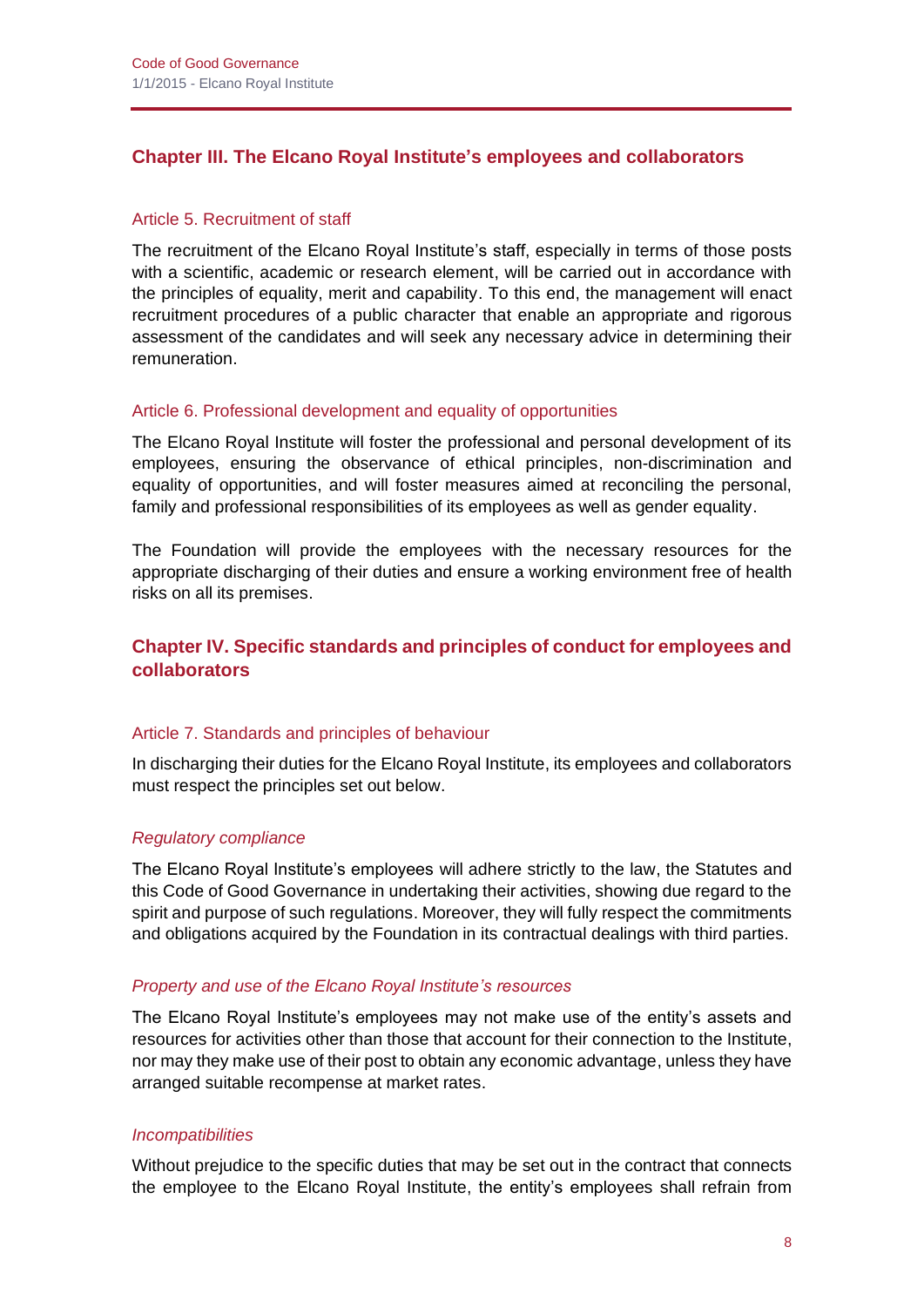## Chapter III. The Elcano Royal Institute's employees and collaborators

### Article 5. Recruitment of staff

The recruitment of the Elcano Royal Institute's staff, especially in terms of those posts with a scientific, academic or research element, will be carried out in accordance with the principles of equality, merit and capability. To this end, the management will enact recruitment procedures of a public character that enable an appropriate and rigorous assessment of the candidates and will seek any necessary advice in determining their remuneration.

### Article 6. Professional development and equality of opportunities

The Elcano Royal Institute will foster the professional and personal development of its employees, ensuring the observance of ethical principles, non-discrimination and equality of opportunities, and will foster measures aimed at reconciling the personal, family and professional responsibilities of its employees as well as gender equality.

The Foundation will provide the employees with the necessary resources for the appropriate discharging of their duties and ensure a working environment free of health risks on all its premises.

## Chapter IV. Specific standards and principles of conduct for employees and collaborators

### Article 7. Standards and principles of behaviour

In discharging their duties for the Elcano Royal Institute, its employees and collaborators must respect the principles set out below.

*Regulatory compliance*

The Elcano Royal Institute's employees will adhere strictly to the law, the Statutes and this Code of Good Governance in undertaking their activities, showing due regard to the spirit and purpose of such regulations. Moreover, they will fully respect the commitments and obligations acquired by the Foundation in its contractual dealings with third parties.

*Property and use of the Elcano Royal Institute's resources*

The Elcano Royal Institute's employees may not make use of the entity's assets and resources for activities other than those that account for their connection to the Institute, nor may they make use of their post to obtain any economic advantage, unless they have arranged suitable recompense at market rates.

*Incompatibilities*

Without prejudice to the specific duties that may be set out in the contract that connects the employee to the Elcano Royal Institute, the entity's employees shall refrain from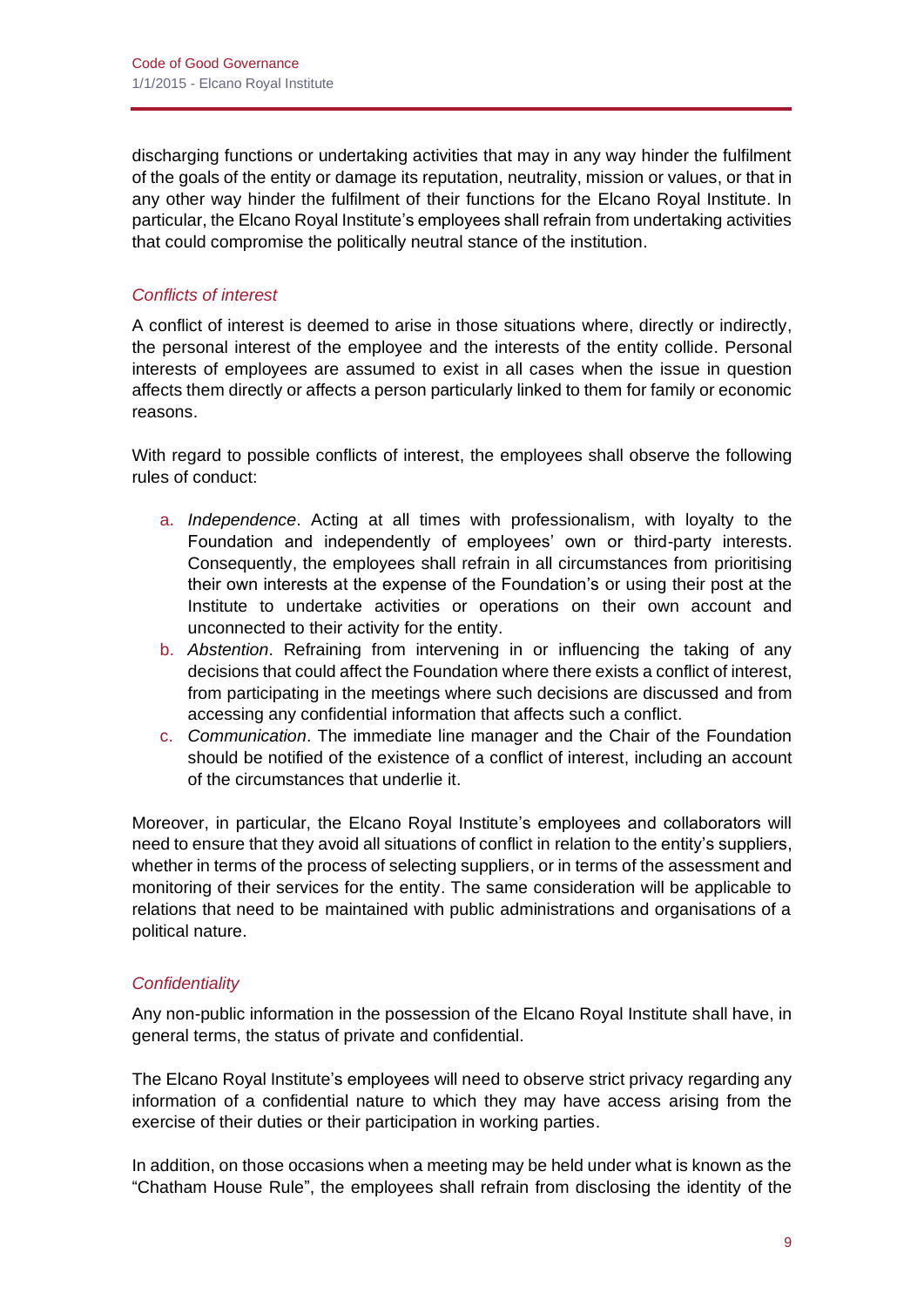discharging functions or undertaking activities that may in any way hinder the fulfilment of the goals of the entity or damage its reputation, neutrality, mission or values, or that in any other way hinder the fulfilment of their functions for the Elcano Royal Institute. In particular, the Elcano Royal Institute's employees shall refrain from undertaking activities that could compromise the politically neutral stance of the institution.

### *Conflicts of interest*

A conflict of interest is deemed to arise in those situations where, directly or indirectly, the personal interest of the employee and the interests of the entity collide. Personal interests of employees are assumed to exist in all cases when the issue in question affects them directly or affects a person particularly linked to them for family or economic reasons.

With regard to possible conflicts of interest, the employees shall observe the following rules of conduct:

a. *Independence*. Acting at all times with professionalism, with loyalty to the Foundation and independently of employees' own or third-party interests. Consequently, the employees shall refrain in all circumstances from prioritising their own interests at the expense of the Foundation's or using their post at the Institute to undertake activities or operations on their own account and unconnected to their activity for the entity.
b. *Abstention*. Refraining from intervening in or influencing the taking of any decisions that could affect the Foundation where there exists a conflict of interest, from participating in the meetings where such decisions are discussed and from accessing any confidential information that affects such a conflict.
c. *Communication*. The immediate line manager and the Chair of the Foundation should be notified of the existence of a conflict of interest, including an account of the circumstances that underlie it.

Moreover, in particular, the Elcano Royal Institute's employees and collaborators will need to ensure that they avoid all situations of conflict in relation to the entity's suppliers, whether in terms of the process of selecting suppliers, or in terms of the assessment and monitoring of their services for the entity. The same consideration will be applicable to relations that need to be maintained with public administrations and organisations of a political nature.

### *Confidentiality*

Any non-public information in the possession of the Elcano Royal Institute shall have, in general terms, the status of private and confidential.

The Elcano Royal Institute's employees will need to observe strict privacy regarding any information of a confidential nature to which they may have access arising from the exercise of their duties or their participation in working parties.

In addition, on those occasions when a meeting may be held under what is known as the "Chatham House Rule", the employees shall refrain from disclosing the identity of the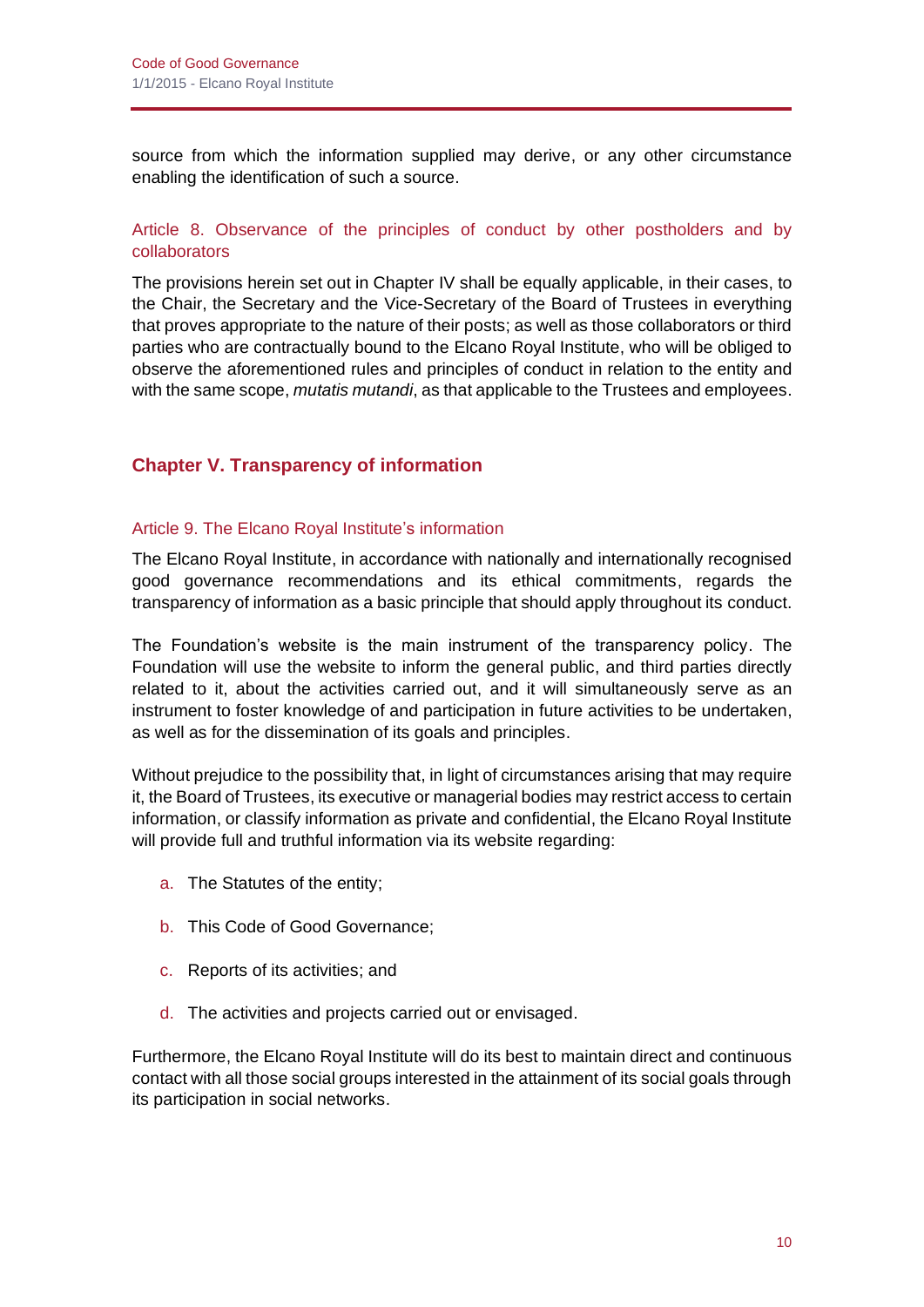source from which the information supplied may derive, or any other circumstance enabling the identification of such a source.

### Article 8. Observance of the principles of conduct by other postholders and by collaborators

The provisions herein set out in Chapter IV shall be equally applicable, in their cases, to the Chair, the Secretary and the Vice-Secretary of the Board of Trustees in everything that proves appropriate to the nature of their posts; as well as those collaborators or third parties who are contractually bound to the Elcano Royal Institute, who will be obliged to observe the aforementioned rules and principles of conduct in relation to the entity and with the same scope, *mutatis mutandi*, as that applicable to the Trustees and employees.

## Chapter V. Transparency of information

### Article 9. The Elcano Royal Institute's information

The Elcano Royal Institute, in accordance with nationally and internationally recognised good governance recommendations and its ethical commitments, regards the transparency of information as a basic principle that should apply throughout its conduct.

The Foundation's website is the main instrument of the transparency policy. The Foundation will use the website to inform the general public, and third parties directly related to it, about the activities carried out, and it will simultaneously serve as an instrument to foster knowledge of and participation in future activities to be undertaken, as well as for the dissemination of its goals and principles.

Without prejudice to the possibility that, in light of circumstances arising that may require it, the Board of Trustees, its executive or managerial bodies may restrict access to certain information, or classify information as private and confidential, the Elcano Royal Institute will provide full and truthful information via its website regarding:

a. The Statutes of the entity;

b. This Code of Good Governance;

c. Reports of its activities; and

d. The activities and projects carried out or envisaged.

Furthermore, the Elcano Royal Institute will do its best to maintain direct and continuous contact with all those social groups interested in the attainment of its social goals through its participation in social networks.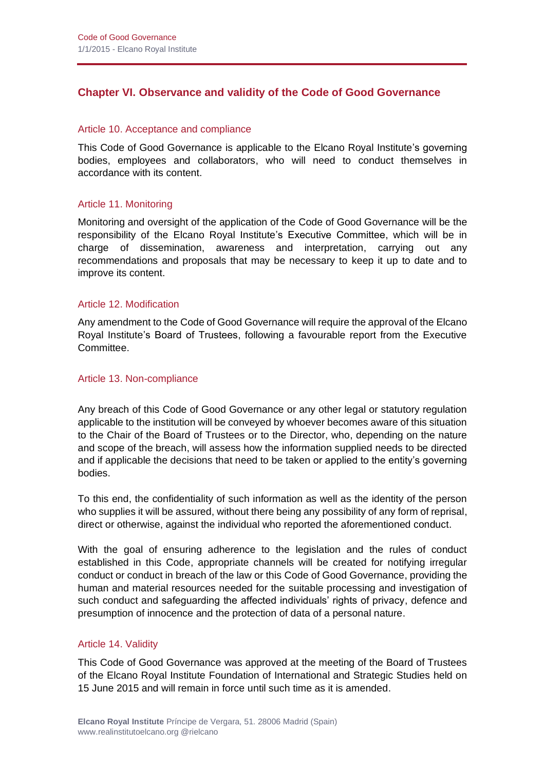## Chapter VI. Observance and validity of the Code of Good Governance

### Article 10. Acceptance and compliance

This Code of Good Governance is applicable to the Elcano Royal Institute's governing bodies, employees and collaborators, who will need to conduct themselves in accordance with its content.

### Article 11. Monitoring

Monitoring and oversight of the application of the Code of Good Governance will be the responsibility of the Elcano Royal Institute's Executive Committee, which will be in charge of dissemination, awareness and interpretation, carrying out any recommendations and proposals that may be necessary to keep it up to date and to improve its content.

### Article 12. Modification

Any amendment to the Code of Good Governance will require the approval of the Elcano Royal Institute's Board of Trustees, following a favourable report from the Executive Committee.

### Article 13. Non-compliance

Any breach of this Code of Good Governance or any other legal or statutory regulation applicable to the institution will be conveyed by whoever becomes aware of this situation to the Chair of the Board of Trustees or to the Director, who, depending on the nature and scope of the breach, will assess how the information supplied needs to be directed and if applicable the decisions that need to be taken or applied to the entity's governing bodies.

To this end, the confidentiality of such information as well as the identity of the person who supplies it will be assured, without there being any possibility of any form of reprisal, direct or otherwise, against the individual who reported the aforementioned conduct.

With the goal of ensuring adherence to the legislation and the rules of conduct established in this Code, appropriate channels will be created for notifying irregular conduct or conduct in breach of the law or this Code of Good Governance, providing the human and material resources needed for the suitable processing and investigation of such conduct and safeguarding the affected individuals' rights of privacy, defence and presumption of innocence and the protection of data of a personal nature.

### Article 14. Validity

This Code of Good Governance was approved at the meeting of the Board of Trustees of the Elcano Royal Institute Foundation of International and Strategic Studies held on 15 June 2015 and will remain in force until such time as it is amended.